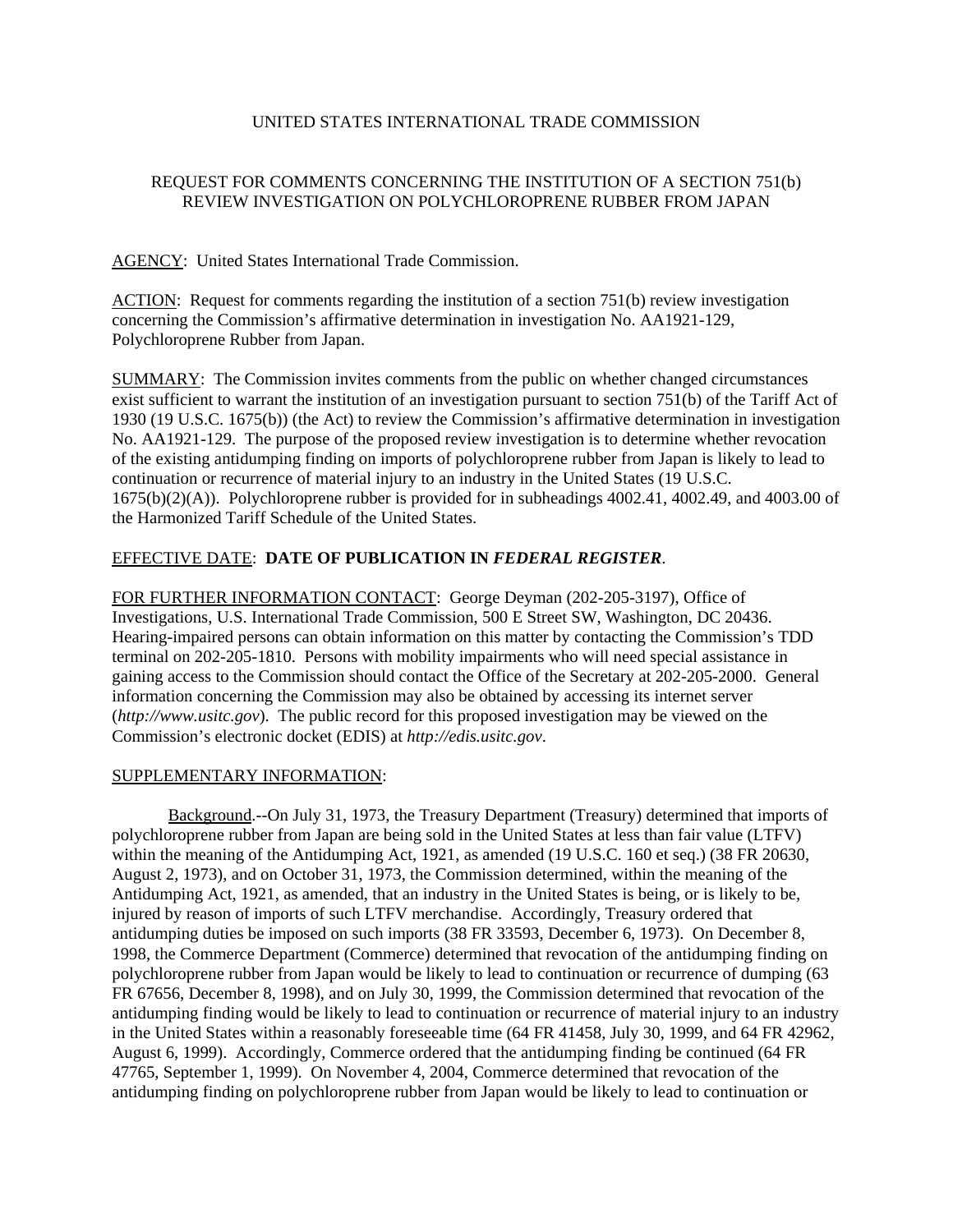UNITED STATES INTERNATIONAL TRADE COMMISSION

REQUEST FOR COMMENTS CONCERNING THE INSTITUTION OF A SECTION 751(b) REVIEW INVESTIGATION ON POLYCHLOROPRENE RUBBER FROM JAPAN

AGENCY: United States International Trade Commission.

ACTION: Request for comments regarding the institution of a section 751(b) review investigation concerning the Commission's affirmative determination in investigation No. AA1921-129, Polychloroprene Rubber from Japan.

SUMMARY: The Commission invites comments from the public on whether changed circumstances exist sufficient to warrant the institution of an investigation pursuant to section 751(b) of the Tariff Act of 1930 (19 U.S.C. 1675(b)) (the Act) to review the Commission's affirmative determination in investigation No. AA1921-129. The purpose of the proposed review investigation is to determine whether revocation of the existing antidumping finding on imports of polychloroprene rubber from Japan is likely to lead to continuation or recurrence of material injury to an industry in the United States (19 U.S.C. 1675(b)(2)(A)). Polychloroprene rubber is provided for in subheadings 4002.41, 4002.49, and 4003.00 of the Harmonized Tariff Schedule of the United States.

EFFECTIVE DATE: **DATE OF PUBLICATION IN *FEDERAL REGISTER*.**

FOR FURTHER INFORMATION CONTACT: George Deyman (202-205-3197), Office of Investigations, U.S. International Trade Commission, 500 E Street SW, Washington, DC 20436. Hearing-impaired persons can obtain information on this matter by contacting the Commission's TDD terminal on 202-205-1810. Persons with mobility impairments who will need special assistance in gaining access to the Commission should contact the Office of the Secretary at 202-205-2000. General information concerning the Commission may also be obtained by accessing its internet server (*http://www.usitc.gov*). The public record for this proposed investigation may be viewed on the Commission's electronic docket (EDIS) at *http://edis.usitc.gov*.

SUPPLEMENTARY INFORMATION:

Background.--On July 31, 1973, the Treasury Department (Treasury) determined that imports of polychloroprene rubber from Japan are being sold in the United States at less than fair value (LTFV) within the meaning of the Antidumping Act, 1921, as amended (19 U.S.C. 160 et seq.) (38 FR 20630, August 2, 1973), and on October 31, 1973, the Commission determined, within the meaning of the Antidumping Act, 1921, as amended, that an industry in the United States is being, or is likely to be, injured by reason of imports of such LTFV merchandise. Accordingly, Treasury ordered that antidumping duties be imposed on such imports (38 FR 33593, December 6, 1973). On December 8, 1998, the Commerce Department (Commerce) determined that revocation of the antidumping finding on polychloroprene rubber from Japan would be likely to lead to continuation or recurrence of dumping (63 FR 67656, December 8, 1998), and on July 30, 1999, the Commission determined that revocation of the antidumping finding would be likely to lead to continuation or recurrence of material injury to an industry in the United States within a reasonably foreseeable time (64 FR 41458, July 30, 1999, and 64 FR 42962, August 6, 1999). Accordingly, Commerce ordered that the antidumping finding be continued (64 FR 47765, September 1, 1999). On November 4, 2004, Commerce determined that revocation of the antidumping finding on polychloroprene rubber from Japan would be likely to lead to continuation or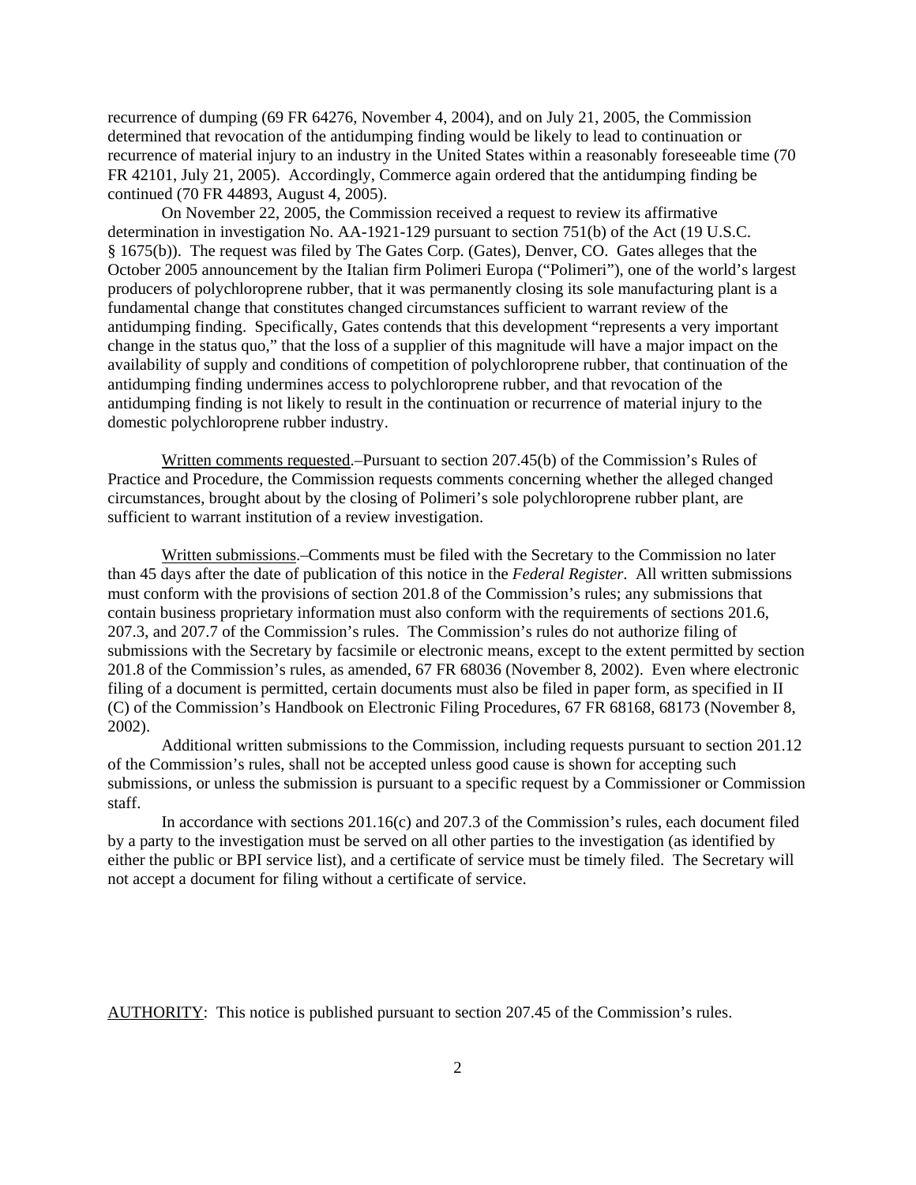recurrence of dumping (69 FR 64276, November 4, 2004), and on July 21, 2005, the Commission determined that revocation of the antidumping finding would be likely to lead to continuation or recurrence of material injury to an industry in the United States within a reasonably foreseeable time (70 FR 42101, July 21, 2005). Accordingly, Commerce again ordered that the antidumping finding be continued (70 FR 44893, August 4, 2005).

On November 22, 2005, the Commission received a request to review its affirmative determination in investigation No. AA-1921-129 pursuant to section 751(b) of the Act (19 U.S.C. § 1675(b)). The request was filed by The Gates Corp. (Gates), Denver, CO. Gates alleges that the October 2005 announcement by the Italian firm Polimeri Europa ("Polimeri"), one of the world's largest producers of polychloroprene rubber, that it was permanently closing its sole manufacturing plant is a fundamental change that constitutes changed circumstances sufficient to warrant review of the antidumping finding. Specifically, Gates contends that this development "represents a very important change in the status quo," that the loss of a supplier of this magnitude will have a major impact on the availability of supply and conditions of competition of polychloroprene rubber, that continuation of the antidumping finding undermines access to polychloroprene rubber, and that revocation of the antidumping finding is not likely to result in the continuation or recurrence of material injury to the domestic polychloroprene rubber industry.

Written comments requested.–Pursuant to section 207.45(b) of the Commission's Rules of Practice and Procedure, the Commission requests comments concerning whether the alleged changed circumstances, brought about by the closing of Polimeri's sole polychloroprene rubber plant, are sufficient to warrant institution of a review investigation.

Written submissions.–Comments must be filed with the Secretary to the Commission no later than 45 days after the date of publication of this notice in the *Federal Register*. All written submissions must conform with the provisions of section 201.8 of the Commission's rules; any submissions that contain business proprietary information must also conform with the requirements of sections 201.6, 207.3, and 207.7 of the Commission's rules. The Commission's rules do not authorize filing of submissions with the Secretary by facsimile or electronic means, except to the extent permitted by section 201.8 of the Commission's rules, as amended, 67 FR 68036 (November 8, 2002). Even where electronic filing of a document is permitted, certain documents must also be filed in paper form, as specified in II (C) of the Commission's Handbook on Electronic Filing Procedures, 67 FR 68168, 68173 (November 8, 2002).

Additional written submissions to the Commission, including requests pursuant to section 201.12 of the Commission's rules, shall not be accepted unless good cause is shown for accepting such submissions, or unless the submission is pursuant to a specific request by a Commissioner or Commission staff.

In accordance with sections 201.16(c) and 207.3 of the Commission's rules, each document filed by a party to the investigation must be served on all other parties to the investigation (as identified by either the public or BPI service list), and a certificate of service must be timely filed. The Secretary will not accept a document for filing without a certificate of service.

AUTHORITY: This notice is published pursuant to section 207.45 of the Commission's rules.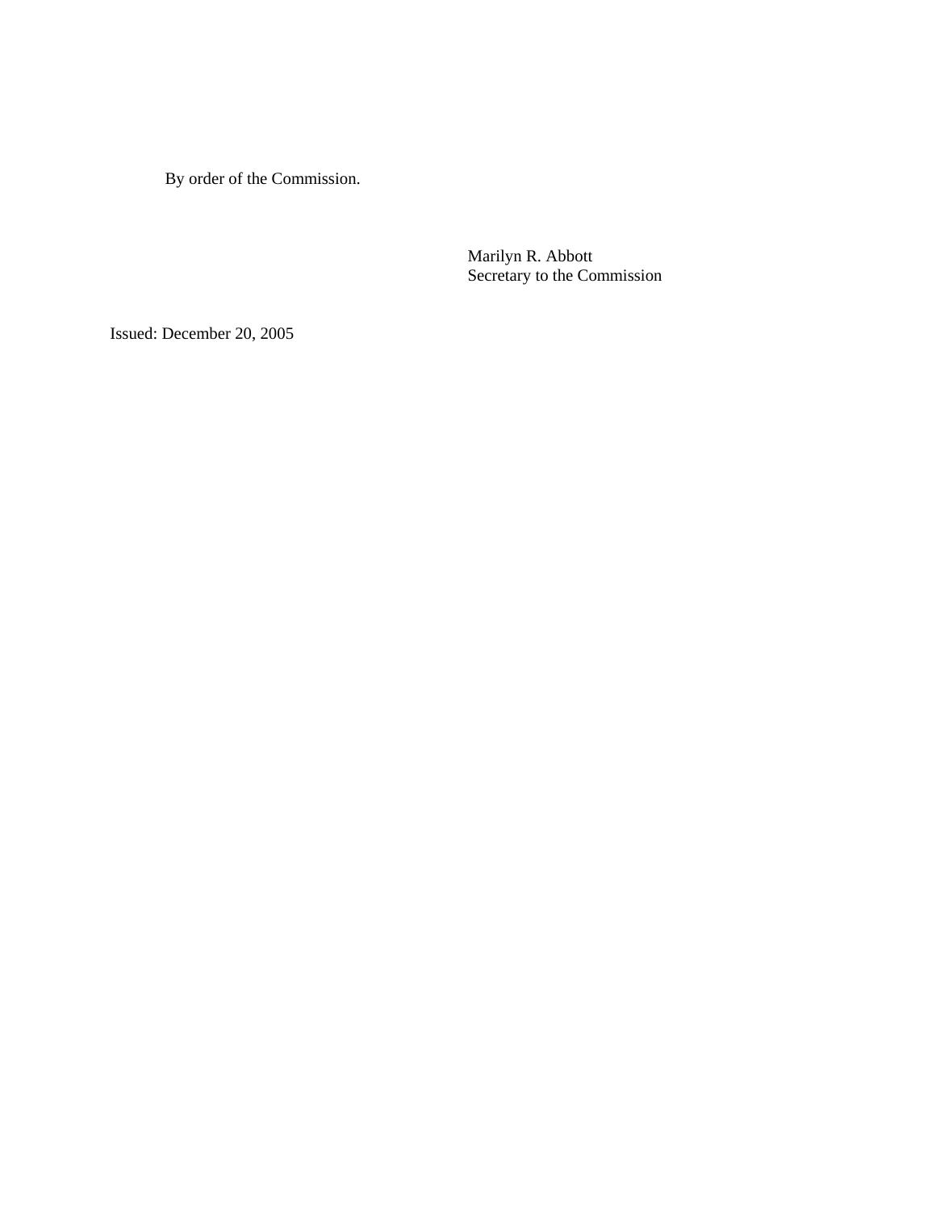By order of the Commission.

Marilyn R. Abbott
Secretary to the Commission

Issued: December 20, 2005